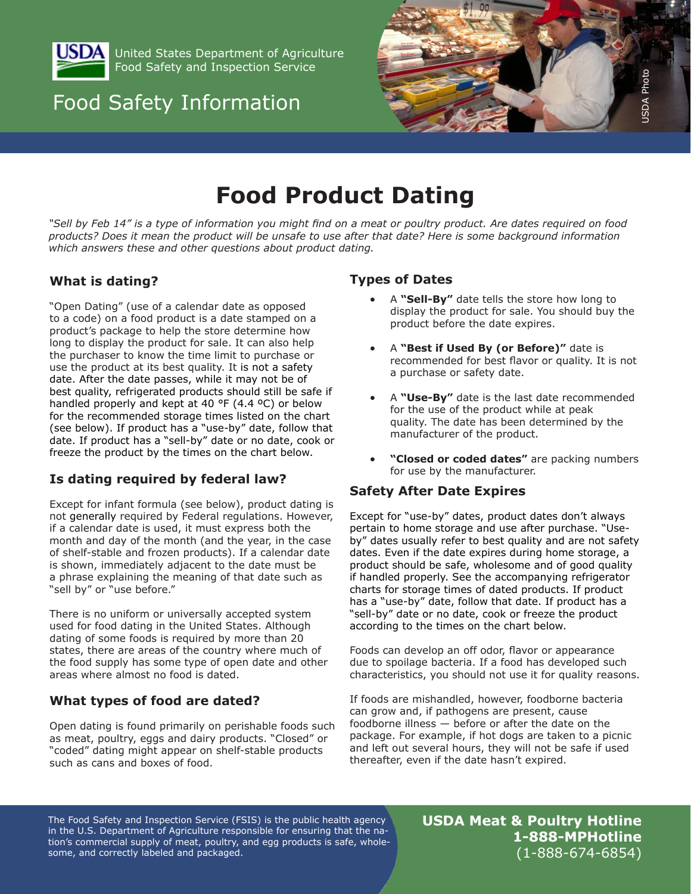United States Department of Agriculture
Food Safety and Inspection Service

Food Safety Information

# Food Product Dating

*"Sell by Feb 14" is a type of information you might find on a meat or poultry product. Are dates required on food products? Does it mean the product will be unsafe to use after that date? Here is some background information which answers these and other questions about product dating.*

### What is dating?

"Open Dating" (use of a calendar date as opposed to a code) on a food product is a date stamped on a product's package to help the store determine how long to display the product for sale. It can also help the purchaser to know the time limit to purchase or use the product at its best quality. It is not a safety date. After the date passes, while it may not be of best quality, refrigerated products should still be safe if handled properly and kept at 40 °F (4.4 ºC) or below for the recommended storage times listed on the chart (see below). If product has a "use-by" date, follow that date. If product has a "sell-by" date or no date, cook or freeze the product by the times on the chart below.

### Is dating required by federal law?

Except for infant formula (see below), product dating is not generally required by Federal regulations. However, if a calendar date is used, it must express both the month and day of the month (and the year, in the case of shelf-stable and frozen products). If a calendar date is shown, immediately adjacent to the date must be a phrase explaining the meaning of that date such as "sell by" or "use before."

There is no uniform or universally accepted system used for food dating in the United States. Although dating of some foods is required by more than 20 states, there are areas of the country where much of the food supply has some type of open date and other areas where almost no food is dated.

### What types of food are dated?

Open dating is found primarily on perishable foods such as meat, poultry, eggs and dairy products. "Closed" or "coded" dating might appear on shelf-stable products such as cans and boxes of food.

### Types of Dates

- A **"Sell-By"** date tells the store how long to display the product for sale. You should buy the product before the date expires.
- A **"Best if Used By (or Before)"** date is recommended for best flavor or quality. It is not a purchase or safety date.
- A **"Use-By"** date is the last date recommended for the use of the product while at peak quality. The date has been determined by the manufacturer of the product.
- **"Closed or coded dates"** are packing numbers for use by the manufacturer.

### Safety After Date Expires

Except for "use-by" dates, product dates don't always pertain to home storage and use after purchase. "Use-by" dates usually refer to best quality and are not safety dates. Even if the date expires during home storage, a product should be safe, wholesome and of good quality if handled properly. See the accompanying refrigerator charts for storage times of dated products. If product has a "use-by" date, follow that date. If product has a "sell-by" date or no date, cook or freeze the product according to the times on the chart below.

Foods can develop an off odor, flavor or appearance due to spoilage bacteria. If a food has developed such characteristics, you should not use it for quality reasons.

If foods are mishandled, however, foodborne bacteria can grow and, if pathogens are present, cause foodborne illness — before or after the date on the package. For example, if hot dogs are taken to a picnic and left out several hours, they will not be safe if used thereafter, even if the date hasn't expired.

The Food Safety and Inspection Service (FSIS) is the public health agency in the U.S. Department of Agriculture responsible for ensuring that the nation's commercial supply of meat, poultry, and egg products is safe, wholesome, and correctly labeled and packaged.

**USDA Meat & Poultry Hotline**
**1-888-MPHotline**
(1-888-674-6854)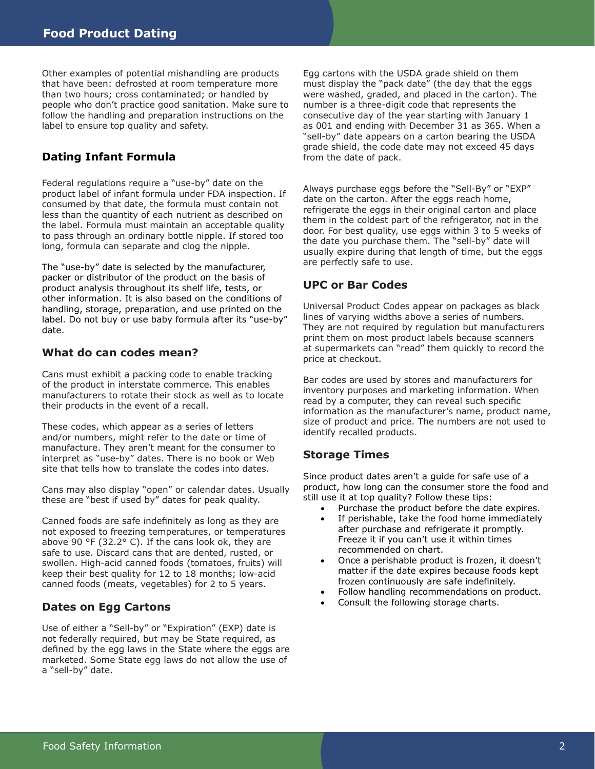Other examples of potential mishandling are products that have been: defrosted at room temperature more than two hours; cross contaminated; or handled by people who don't practice good sanitation. Make sure to follow the handling and preparation instructions on the label to ensure top quality and safety.

## Dating Infant Formula

Federal regulations require a "use-by" date on the product label of infant formula under FDA inspection. If consumed by that date, the formula must contain not less than the quantity of each nutrient as described on the label. Formula must maintain an acceptable quality to pass through an ordinary bottle nipple. If stored too long, formula can separate and clog the nipple.

The "use-by" date is selected by the manufacturer, packer or distributor of the product on the basis of product analysis throughout its shelf life, tests, or other information. It is also based on the conditions of handling, storage, preparation, and use printed on the label. Do not buy or use baby formula after its "use-by" date.

## What do can codes mean?

Cans must exhibit a packing code to enable tracking of the product in interstate commerce. This enables manufacturers to rotate their stock as well as to locate their products in the event of a recall.

These codes, which appear as a series of letters and/or numbers, might refer to the date or time of manufacture. They aren't meant for the consumer to interpret as "use-by" dates. There is no book or Web site that tells how to translate the codes into dates.

Cans may also display "open" or calendar dates. Usually these are "best if used by" dates for peak quality.

Canned foods are safe indefinitely as long as they are not exposed to freezing temperatures, or temperatures above 90 °F (32.2° C). If the cans look ok, they are safe to use. Discard cans that are dented, rusted, or swollen. High-acid canned foods (tomatoes, fruits) will keep their best quality for 12 to 18 months; low-acid canned foods (meats, vegetables) for 2 to 5 years.

## Dates on Egg Cartons

Use of either a "Sell-by" or "Expiration" (EXP) date is not federally required, but may be State required, as defined by the egg laws in the State where the eggs are marketed. Some State egg laws do not allow the use of a "sell-by" date.

Egg cartons with the USDA grade shield on them must display the "pack date" (the day that the eggs were washed, graded, and placed in the carton). The number is a three-digit code that represents the consecutive day of the year starting with January 1 as 001 and ending with December 31 as 365. When a "sell-by" date appears on a carton bearing the USDA grade shield, the code date may not exceed 45 days from the date of pack.

Always purchase eggs before the "Sell-By" or "EXP" date on the carton. After the eggs reach home, refrigerate the eggs in their original carton and place them in the coldest part of the refrigerator, not in the door. For best quality, use eggs within 3 to 5 weeks of the date you purchase them. The "sell-by" date will usually expire during that length of time, but the eggs are perfectly safe to use.

## UPC or Bar Codes

Universal Product Codes appear on packages as black lines of varying widths above a series of numbers. They are not required by regulation but manufacturers print them on most product labels because scanners at supermarkets can "read" them quickly to record the price at checkout.

Bar codes are used by stores and manufacturers for inventory purposes and marketing information. When read by a computer, they can reveal such specific information as the manufacturer's name, product name, size of product and price. The numbers are not used to identify recalled products.

## Storage Times

Since product dates aren't a guide for safe use of a product, how long can the consumer store the food and still use it at top quality? Follow these tips:

- Purchase the product before the date expires.
- If perishable, take the food home immediately after purchase and refrigerate it promptly. Freeze it if you can't use it within times recommended on chart.
- Once a perishable product is frozen, it doesn't matter if the date expires because foods kept frozen continuously are safe indefinitely.
- Follow handling recommendations on product.
- Consult the following storage charts.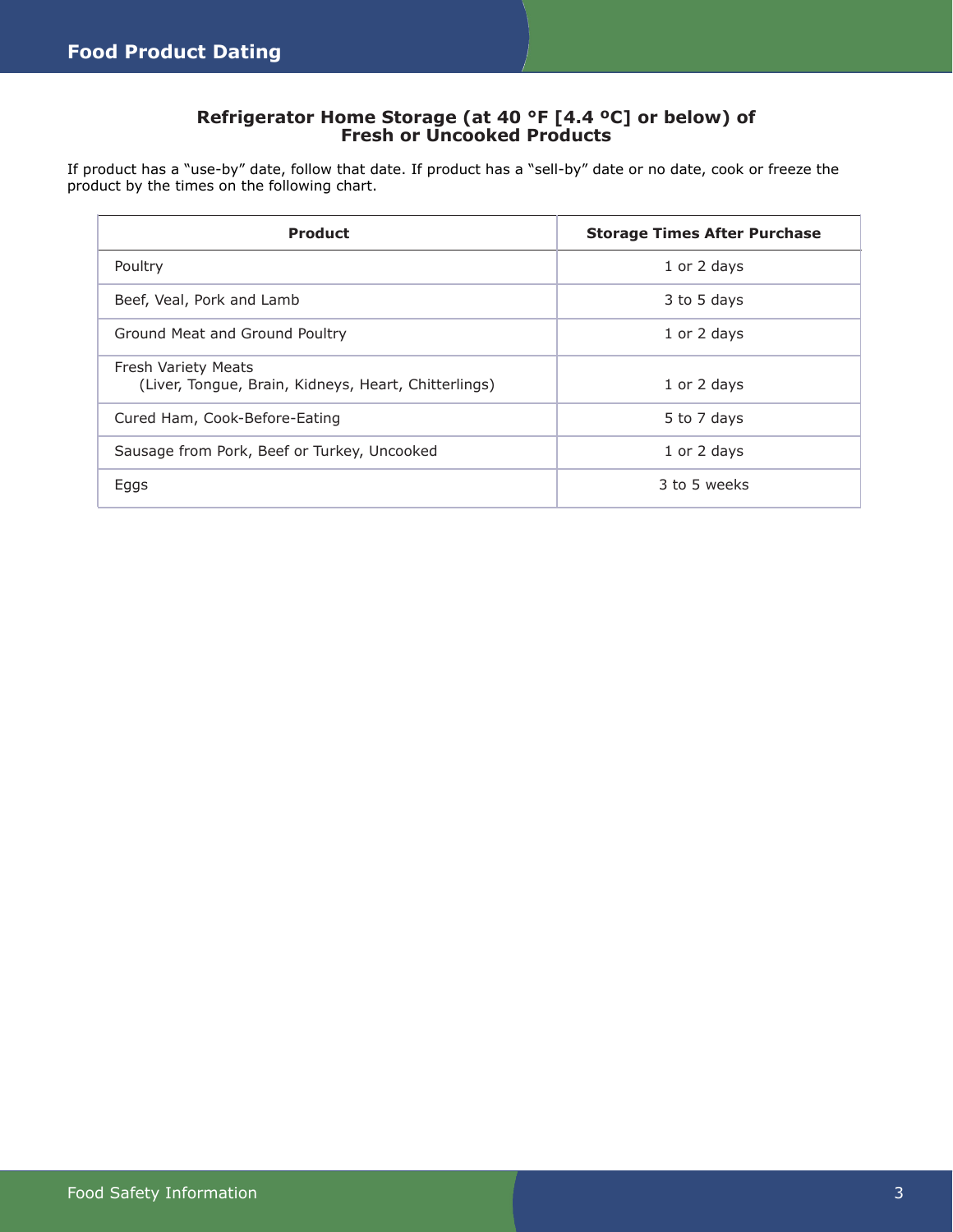## Refrigerator Home Storage (at 40 °F [4.4 ºC] or below) of Fresh or Uncooked Products

If product has a "use-by" date, follow that date. If product has a "sell-by" date or no date, cook or freeze the product by the times on the following chart.

| Product | Storage Times After Purchase |
| --- | --- |
| Poultry | 1 or 2 days |
| Beef, Veal, Pork and Lamb | 3 to 5 days |
| Ground Meat and Ground Poultry | 1 or 2 days |
| Fresh Variety Meats (Liver, Tongue, Brain, Kidneys, Heart, Chitterlings) | 1 or 2 days |
| Cured Ham, Cook-Before-Eating | 5 to 7 days |
| Sausage from Pork, Beef or Turkey, Uncooked | 1 or 2 days |
| Eggs | 3 to 5 weeks |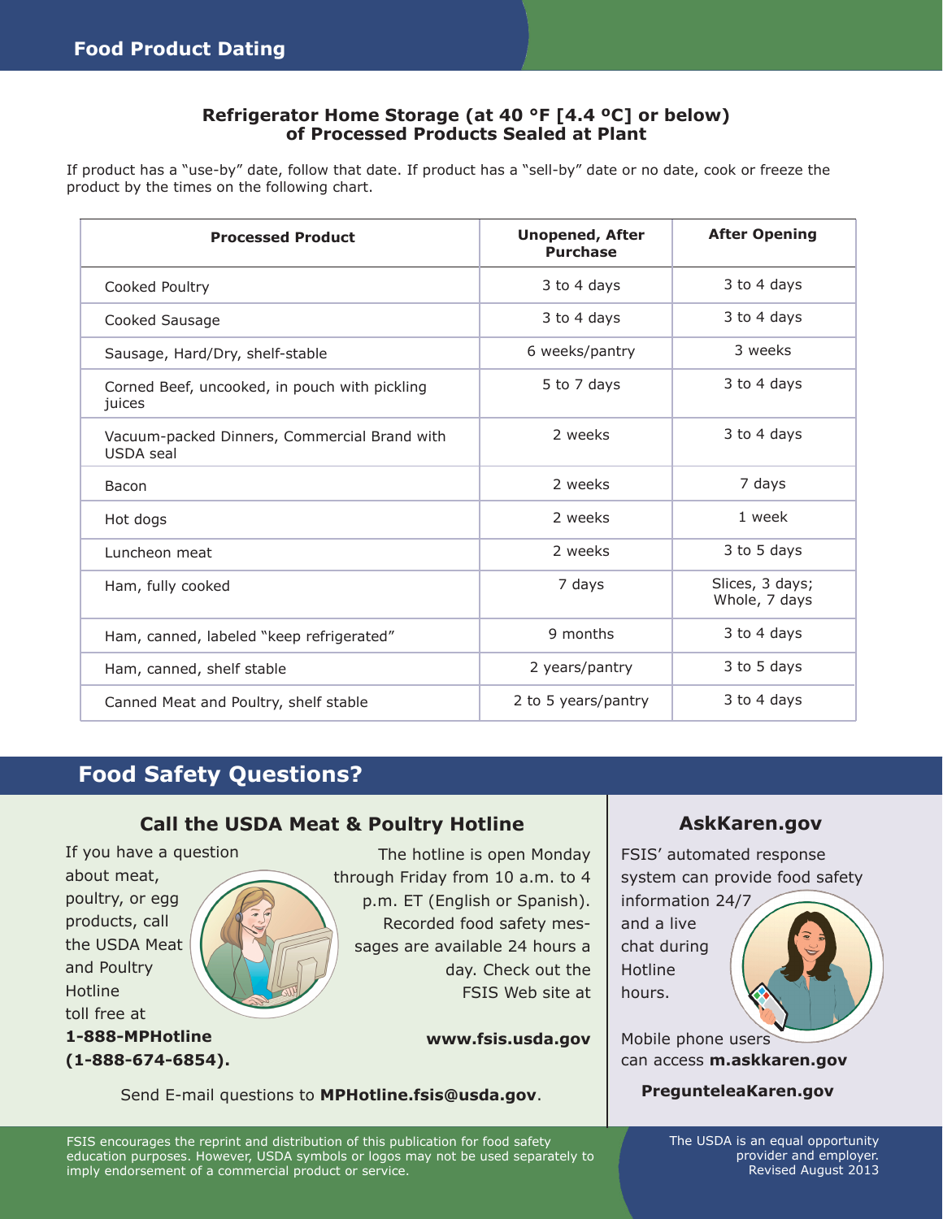## Food Product Dating

### Refrigerator Home Storage (at 40 °F [4.4 ºC] or below) of Processed Products Sealed at Plant

If product has a "use-by" date, follow that date. If product has a "sell-by" date or no date, cook or freeze the product by the times on the following chart.

| Processed Product | Unopened, After Purchase | After Opening |
| --- | --- | --- |
| Cooked Poultry | 3 to 4 days | 3 to 4 days |
| Cooked Sausage | 3 to 4 days | 3 to 4 days |
| Sausage, Hard/Dry, shelf-stable | 6 weeks/pantry | 3 weeks |
| Corned Beef, uncooked, in pouch with pickling juices | 5 to 7 days | 3 to 4 days |
| Vacuum-packed Dinners, Commercial Brand with USDA seal | 2 weeks | 3 to 4 days |
| Bacon | 2 weeks | 7 days |
| Hot dogs | 2 weeks | 1 week |
| Luncheon meat | 2 weeks | 3 to 5 days |
| Ham, fully cooked | 7 days | Slices, 3 days; Whole, 7 days |
| Ham, canned, labeled "keep refrigerated" | 9 months | 3 to 4 days |
| Ham, canned, shelf stable | 2 years/pantry | 3 to 5 days |
| Canned Meat and Poultry, shelf stable | 2 to 5 years/pantry | 3 to 4 days |

## Food Safety Questions?

### Call the USDA Meat & Poultry Hotline

If you have a question about meat, poultry, or egg products, call the USDA Meat and Poultry Hotline toll free at **1-888-MPHotline (1-888-674-6854).**

The hotline is open Monday through Friday from 10 a.m. to 4 p.m. ET (English or Spanish). Recorded food safety messages are available 24 hours a day. Check out the FSIS Web site at **www.fsis.usda.gov**

Send E-mail questions to **MPHotline.fsis@usda.gov**.

### AskKaren.gov

FSIS' automated response system can provide food safety information 24/7 and a live chat during Hotline hours.

Mobile phone users can access **m.askkaren.gov**

**PregunteleaKaren.gov**

FSIS encourages the reprint and distribution of this publication for food safety education purposes. However, USDA symbols or logos may not be used separately to imply endorsement of a commercial product or service.

The USDA is an equal opportunity provider and employer.
Revised August 2013